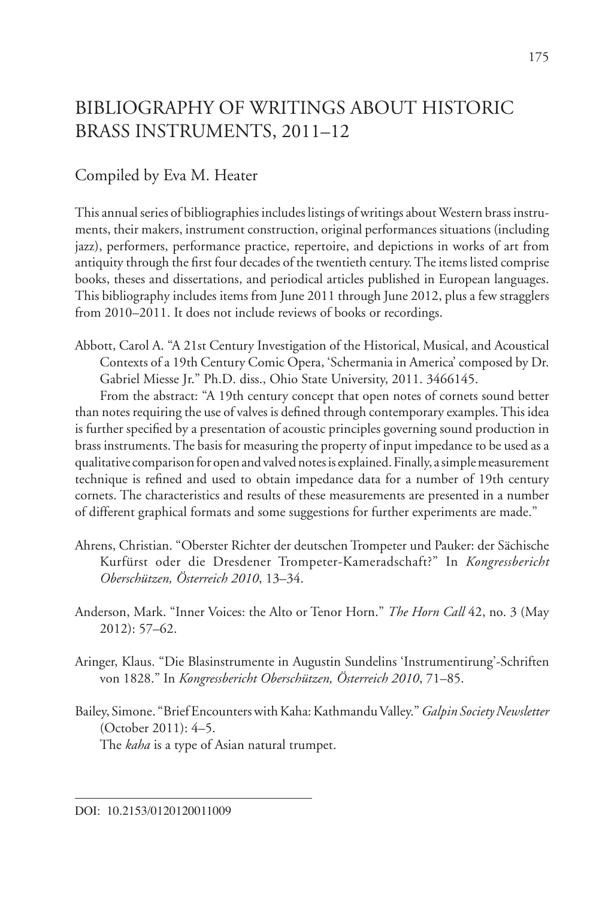# BIBLIOGRAPHY OF WRITINGS ABOUT HISTORIC BRASS INSTRUMENTS, 2011–12

## Compiled by Eva M. Heater

This annual series of bibliographies includes listings of writings about Western brass instruments, their makers, instrument construction, original performances situations (including jazz), performers, performance practice, repertoire, and depictions in works of art from antiquity through the first four decades of the twentieth century. The items listed comprise books, theses and dissertations, and periodical articles published in European languages. This bibliography includes items from June 2011 through June 2012, plus a few stragglers from 2010–2011. It does not include reviews of books or recordings.

Abbott, Carol A. "A 21st Century Investigation of the Historical, Musical, and Acoustical Contexts of a 19th Century Comic Opera, 'Schermania in America' composed by Dr. Gabriel Miesse Jr." Ph.D. diss., Ohio State University, 2011. 3466145.

From the abstract: "A 19th century concept that open notes of cornets sound better than notes requiring the use of valves is defined through contemporary examples. This idea is further specified by a presentation of acoustic principles governing sound production in brass instruments. The basis for measuring the property of input impedance to be used as a qualitative comparison for open and valved notes is explained. Finally, a simple measurement technique is refined and used to obtain impedance data for a number of 19th century cornets. The characteristics and results of these measurements are presented in a number of different graphical formats and some suggestions for further experiments are made."

Ahrens, Christian. "Oberster Richter der deutschen Trompeter und Pauker: der Sächische Kurfürst oder die Dresdener Trompeter-Kameradschaft?" In *Kongressbericht Oberschützen, Österreich 2010*, 13–34.

Anderson, Mark. "Inner Voices: the Alto or Tenor Horn." *The Horn Call* 42, no. 3 (May 2012): 57–62.

Aringer, Klaus. "Die Blasinstrumente in Augustin Sundelins 'Instrumentirung'-Schriften von 1828." In *Kongressbericht Oberschützen, Österreich 2010*, 71–85.

Bailey, Simone. "Brief Encounters with Kaha: Kathmandu Valley." *Galpin Society Newsletter* (October 2011): 4–5.

The *kaha* is a type of Asian natural trumpet.

DOI: 10.2153/0120120011009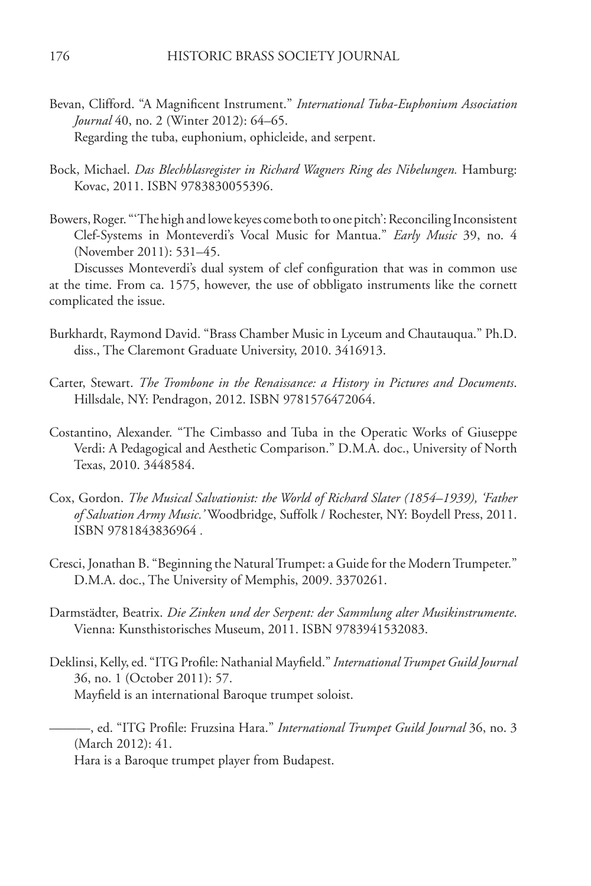Bevan, Clifford. "A Magnificent Instrument." *International Tuba-Euphonium Association Journal* 40, no. 2 (Winter 2012): 64–65.
Regarding the tuba, euphonium, ophicleide, and serpent.

Bock, Michael. *Das Blechblasregister in Richard Wagners Ring des Nibelungen.* Hamburg: Kovac, 2011. ISBN 9783830055396.

Bowers, Roger. "'The high and lowe keyes come both to one pitch': Reconciling Inconsistent Clef-Systems in Monteverdi's Vocal Music for Mantua." *Early Music* 39, no. 4 (November 2011): 531–45.
Discusses Monteverdi's dual system of clef configuration that was in common use at the time. From ca. 1575, however, the use of obbligato instruments like the cornett complicated the issue.

Burkhardt, Raymond David. "Brass Chamber Music in Lyceum and Chautauqua." Ph.D. diss., The Claremont Graduate University, 2010. 3416913.

Carter, Stewart. *The Trombone in the Renaissance: a History in Pictures and Documents*. Hillsdale, NY: Pendragon, 2012. ISBN 9781576472064.

Costantino, Alexander. "The Cimbasso and Tuba in the Operatic Works of Giuseppe Verdi: A Pedagogical and Aesthetic Comparison." D.M.A. doc., University of North Texas, 2010. 3448584.

Cox, Gordon. *The Musical Salvationist: the World of Richard Slater (1854–1939), 'Father of Salvation Army Music.'* Woodbridge, Suffolk / Rochester, NY: Boydell Press, 2011. ISBN 9781843836964 .

Cresci, Jonathan B. "Beginning the Natural Trumpet: a Guide for the Modern Trumpeter." D.M.A. doc., The University of Memphis, 2009. 3370261.

Darmstädter, Beatrix. *Die Zinken und der Serpent: der Sammlung alter Musikinstrumente*. Vienna: Kunsthistorisches Museum, 2011. ISBN 9783941532083.

Deklinsi, Kelly, ed. "ITG Profile: Nathanial Mayfield." *International Trumpet Guild Journal* 36, no. 1 (October 2011): 57.
Mayfield is an international Baroque trumpet soloist.

———, ed. "ITG Profile: Fruzsina Hara." *International Trumpet Guild Journal* 36, no. 3 (March 2012): 41.
Hara is a Baroque trumpet player from Budapest.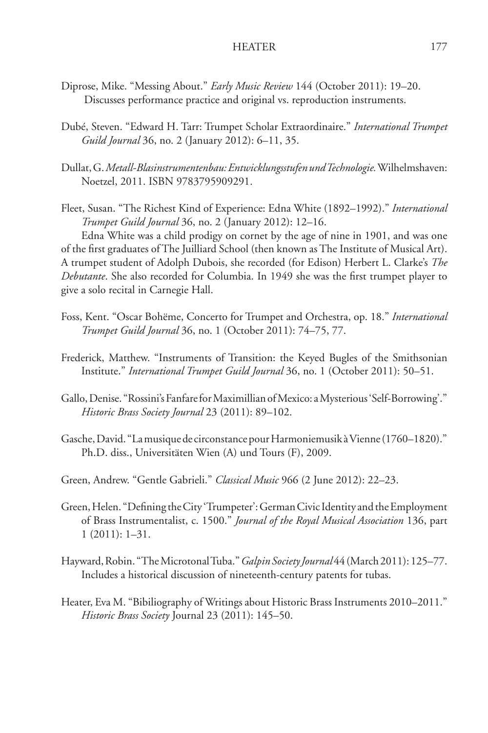Diprose, Mike. "Messing About." *Early Music Review* 144 (October 2011): 19–20. Discusses performance practice and original vs. reproduction instruments.

Dubé, Steven. "Edward H. Tarr: Trumpet Scholar Extraordinaire." *International Trumpet Guild Journal* 36, no. 2 (January 2012): 6–11, 35.

Dullat, G. *Metall-Blasinstrumentenbau: Entwicklungsstufen und Technologie.* Wilhelmshaven: Noetzel, 2011. ISBN 9783795909291.

Fleet, Susan. "The Richest Kind of Experience: Edna White (1892–1992)." *International Trumpet Guild Journal* 36, no. 2 (January 2012): 12–16.

Edna White was a child prodigy on cornet by the age of nine in 1901, and was one of the first graduates of The Juilliard School (then known as The Institute of Musical Art). A trumpet student of Adolph Dubois, she recorded (for Edison) Herbert L. Clarke's *The Debutante*. She also recorded for Columbia. In 1949 she was the first trumpet player to give a solo recital in Carnegie Hall.

Foss, Kent. "Oscar Bohëme, Concerto for Trumpet and Orchestra, op. 18." *International Trumpet Guild Journal* 36, no. 1 (October 2011): 74–75, 77.

Frederick, Matthew. "Instruments of Transition: the Keyed Bugles of the Smithsonian Institute." *International Trumpet Guild Journal* 36, no. 1 (October 2011): 50–51.

Gallo, Denise. "Rossini's Fanfare for Maximillian of Mexico: a Mysterious 'Self-Borrowing'." *Historic Brass Society Journal* 23 (2011): 89–102.

Gasche, David. "La musique de circonstance pour Harmoniemusik à Vienne (1760–1820)." Ph.D. diss., Universitäten Wien (A) und Tours (F), 2009.

Green, Andrew. "Gentle Gabrieli." *Classical Music* 966 (2 June 2012): 22–23.

Green, Helen. "Defining the City 'Trumpeter': German Civic Identity and the Employment of Brass Instrumentalist, c. 1500." *Journal of the Royal Musical Association* 136, part 1 (2011): 1–31.

Hayward, Robin. "The Microtonal Tuba." *Galpin Society Journal* 44 (March 2011): 125–77. Includes a historical discussion of nineteenth-century patents for tubas.

Heater, Eva M. "Bibiliography of Writings about Historic Brass Instruments 2010–2011." *Historic Brass Society* Journal 23 (2011): 145–50.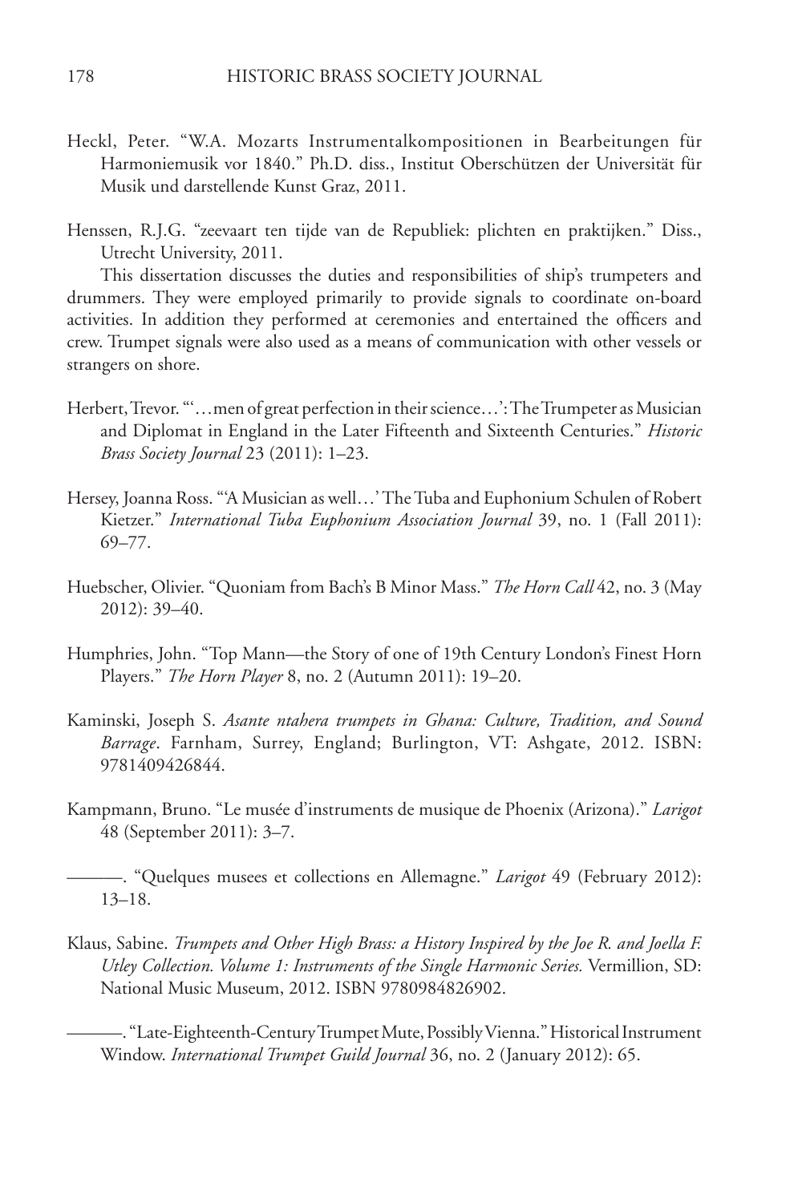Heckl, Peter. "W.A. Mozarts Instrumentalkompositionen in Bearbeitungen für Harmoniemusik vor 1840." Ph.D. diss., Institut Oberschützen der Universität für Musik und darstellende Kunst Graz, 2011.

Henssen, R.J.G. "zeevaart ten tijde van de Republiek: plichten en praktijken." Diss., Utrecht University, 2011.

This dissertation discusses the duties and responsibilities of ship's trumpeters and drummers. They were employed primarily to provide signals to coordinate on-board activities. In addition they performed at ceremonies and entertained the officers and crew. Trumpet signals were also used as a means of communication with other vessels or strangers on shore.

Herbert, Trevor. "'…men of great perfection in their science…': The Trumpeter as Musician and Diplomat in England in the Later Fifteenth and Sixteenth Centuries." *Historic Brass Society Journal* 23 (2011): 1–23.

Hersey, Joanna Ross. "'A Musician as well…' The Tuba and Euphonium Schulen of Robert Kietzer." *International Tuba Euphonium Association Journal* 39, no. 1 (Fall 2011): 69–77.

Huebscher, Olivier. "Quoniam from Bach's B Minor Mass." *The Horn Call* 42, no. 3 (May 2012): 39–40.

Humphries, John. "Top Mann—the Story of one of 19th Century London's Finest Horn Players." *The Horn Player* 8, no. 2 (Autumn 2011): 19–20.

Kaminski, Joseph S. *Asante ntahera trumpets in Ghana: Culture, Tradition, and Sound Barrage*. Farnham, Surrey, England; Burlington, VT: Ashgate, 2012. ISBN: 9781409426844.

Kampmann, Bruno. "Le musée d'instruments de musique de Phoenix (Arizona)." *Larigot* 48 (September 2011): 3–7.

———. "Quelques musees et collections en Allemagne." *Larigot* 49 (February 2012): 13–18.

Klaus, Sabine. *Trumpets and Other High Brass: a History Inspired by the Joe R. and Joella F. Utley Collection. Volume 1: Instruments of the Single Harmonic Series.* Vermillion, SD: National Music Museum, 2012. ISBN 9780984826902.

———. "Late-Eighteenth-Century Trumpet Mute, Possibly Vienna." Historical Instrument Window. *International Trumpet Guild Journal* 36, no. 2 (January 2012): 65.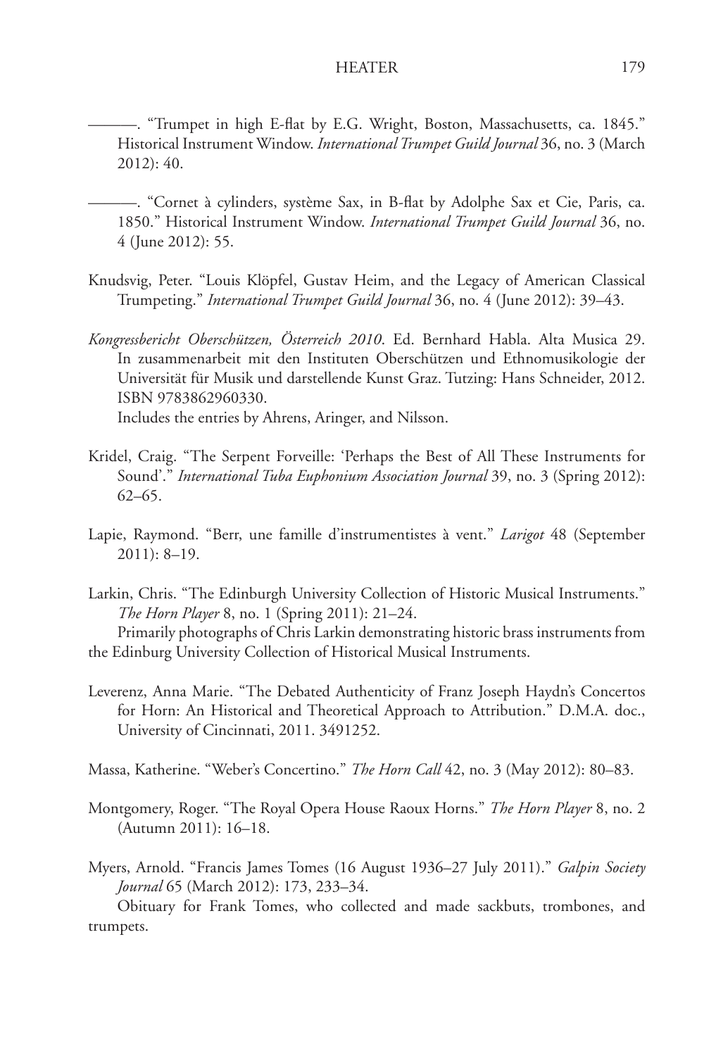———. "Trumpet in high E-flat by E.G. Wright, Boston, Massachusetts, ca. 1845." Historical Instrument Window. *International Trumpet Guild Journal* 36, no. 3 (March 2012): 40.

———. "Cornet à cylinders, système Sax, in B-flat by Adolphe Sax et Cie, Paris, ca. 1850." Historical Instrument Window. *International Trumpet Guild Journal* 36, no. 4 (June 2012): 55.

Knudsvig, Peter. "Louis Klöpfel, Gustav Heim, and the Legacy of American Classical Trumpeting." *International Trumpet Guild Journal* 36, no. 4 (June 2012): 39–43.

*Kongressbericht Oberschützen, Österreich 2010*. Ed. Bernhard Habla. Alta Musica 29. In zusammenarbeit mit den Instituten Oberschützen und Ethnomusikologie der Universität für Musik und darstellende Kunst Graz. Tutzing: Hans Schneider, 2012. ISBN 9783862960330.
Includes the entries by Ahrens, Aringer, and Nilsson.

Kridel, Craig. "The Serpent Forveille: 'Perhaps the Best of All These Instruments for Sound'." *International Tuba Euphonium Association Journal* 39, no. 3 (Spring 2012): 62–65.

Lapie, Raymond. "Berr, une famille d'instrumentistes à vent." *Larigot* 48 (September 2011): 8–19.

Larkin, Chris. "The Edinburgh University Collection of Historic Musical Instruments." *The Horn Player* 8, no. 1 (Spring 2011): 21–24.
Primarily photographs of Chris Larkin demonstrating historic brass instruments from the Edinburg University Collection of Historical Musical Instruments.

Leverenz, Anna Marie. "The Debated Authenticity of Franz Joseph Haydn's Concertos for Horn: An Historical and Theoretical Approach to Attribution." D.M.A. doc., University of Cincinnati, 2011. 3491252.

Massa, Katherine. "Weber's Concertino." *The Horn Call* 42, no. 3 (May 2012): 80–83.

Montgomery, Roger. "The Royal Opera House Raoux Horns." *The Horn Player* 8, no. 2 (Autumn 2011): 16–18.

Myers, Arnold. "Francis James Tomes (16 August 1936–27 July 2011)." *Galpin Society Journal* 65 (March 2012): 173, 233–34.
Obituary for Frank Tomes, who collected and made sackbuts, trombones, and trumpets.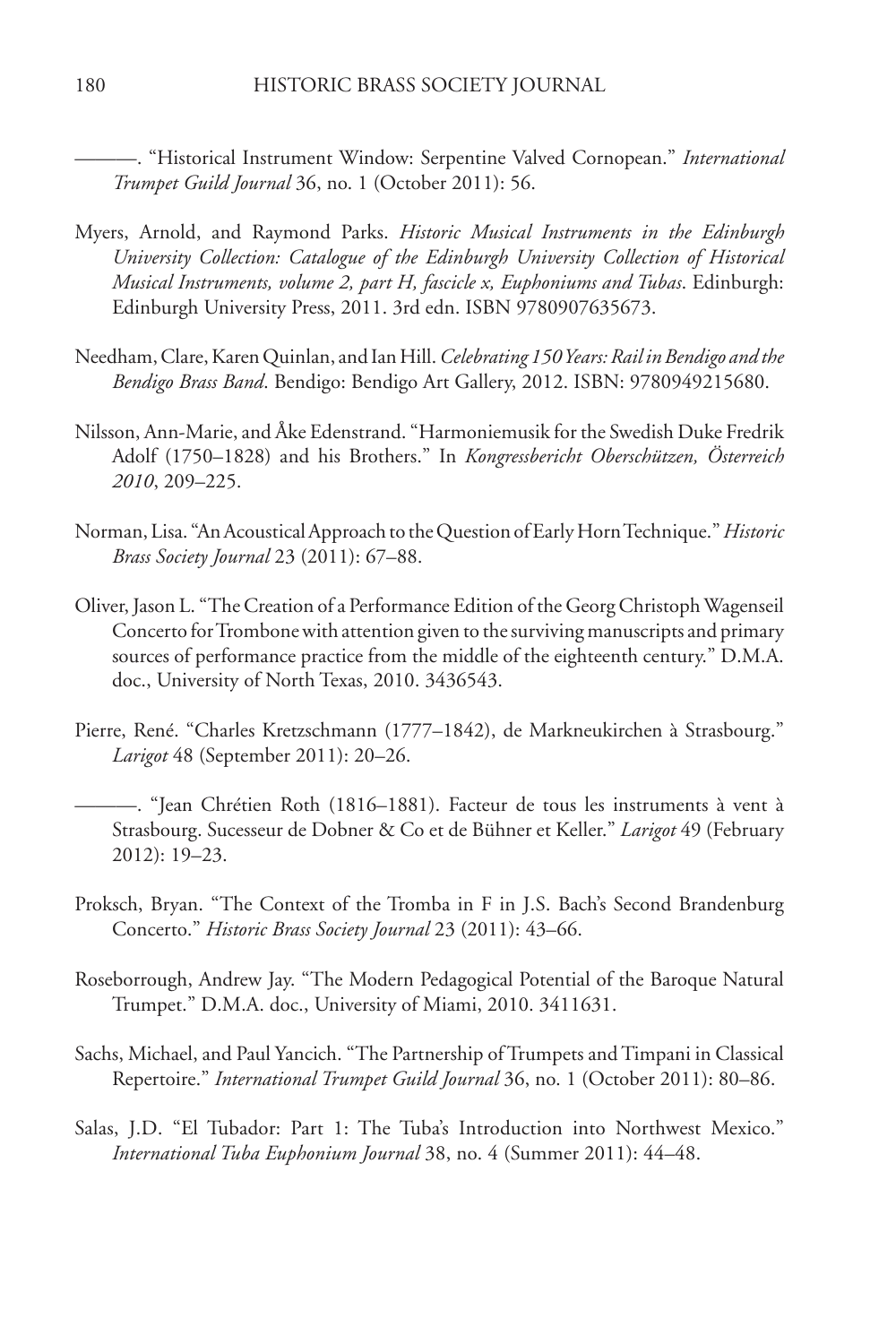———. "Historical Instrument Window: Serpentine Valved Cornopean." *International Trumpet Guild Journal* 36, no. 1 (October 2011): 56.

Myers, Arnold, and Raymond Parks. *Historic Musical Instruments in the Edinburgh University Collection: Catalogue of the Edinburgh University Collection of Historical Musical Instruments, volume 2, part H, fascicle x, Euphoniums and Tubas*. Edinburgh: Edinburgh University Press, 2011. 3rd edn. ISBN 9780907635673.

Needham, Clare, Karen Quinlan, and Ian Hill. *Celebrating 150 Years: Rail in Bendigo and the Bendigo Brass Band*. Bendigo: Bendigo Art Gallery, 2012. ISBN: 9780949215680.

Nilsson, Ann-Marie, and Åke Edenstrand. "Harmoniemusik for the Swedish Duke Fredrik Adolf (1750–1828) and his Brothers." In *Kongressbericht Oberschützen, Österreich 2010*, 209–225.

Norman, Lisa. "An Acoustical Approach to the Question of Early Horn Technique." *Historic Brass Society Journal* 23 (2011): 67–88.

Oliver, Jason L. "The Creation of a Performance Edition of the Georg Christoph Wagenseil Concerto for Trombone with attention given to the surviving manuscripts and primary sources of performance practice from the middle of the eighteenth century." D.M.A. doc., University of North Texas, 2010. 3436543.

Pierre, René. "Charles Kretzschmann (1777–1842), de Markneukirchen à Strasbourg." *Larigot* 48 (September 2011): 20–26.

———. "Jean Chrétien Roth (1816–1881). Facteur de tous les instruments à vent à Strasbourg. Sucesseur de Dobner & Co et de Bühner et Keller." *Larigot* 49 (February 2012): 19–23.

Proksch, Bryan. "The Context of the Tromba in F in J.S. Bach's Second Brandenburg Concerto." *Historic Brass Society Journal* 23 (2011): 43–66.

Roseborrough, Andrew Jay. "The Modern Pedagogical Potential of the Baroque Natural Trumpet." D.M.A. doc., University of Miami, 2010. 3411631.

Sachs, Michael, and Paul Yancich. "The Partnership of Trumpets and Timpani in Classical Repertoire." *International Trumpet Guild Journal* 36, no. 1 (October 2011): 80–86.

Salas, J.D. "El Tubador: Part 1: The Tuba's Introduction into Northwest Mexico." *International Tuba Euphonium Journal* 38, no. 4 (Summer 2011): 44–48.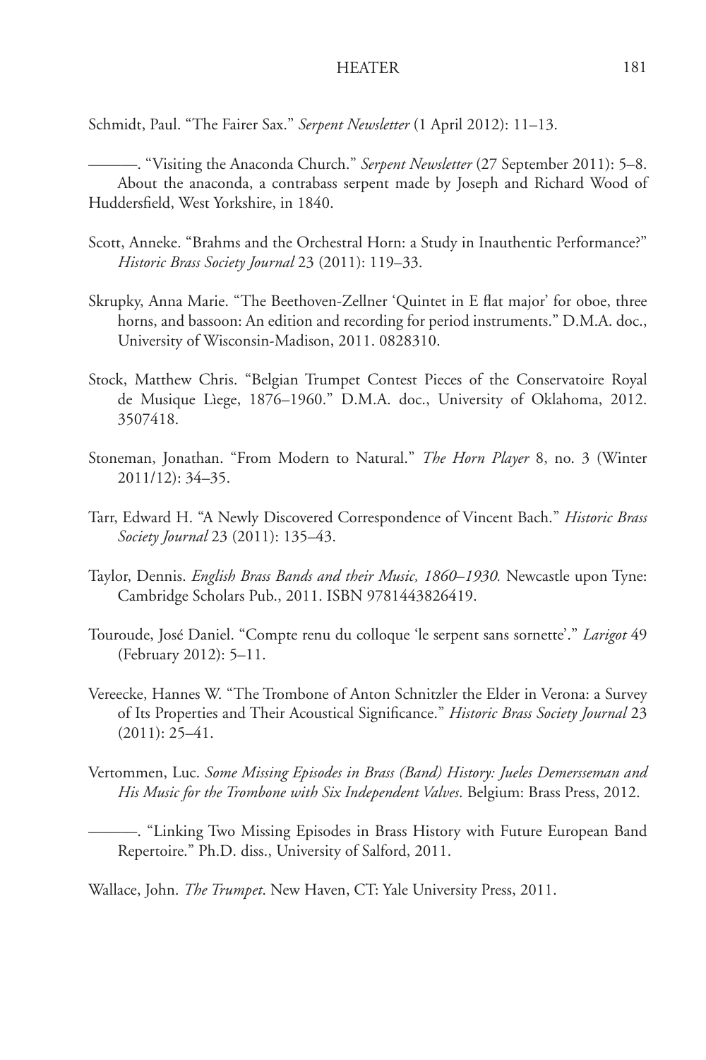Schmidt, Paul. "The Fairer Sax." *Serpent Newsletter* (1 April 2012): 11–13.

———. "Visiting the Anaconda Church." *Serpent Newsletter* (27 September 2011): 5–8. About the anaconda, a contrabass serpent made by Joseph and Richard Wood of Huddersfield, West Yorkshire, in 1840.

Scott, Anneke. "Brahms and the Orchestral Horn: a Study in Inauthentic Performance?" *Historic Brass Society Journal* 23 (2011): 119–33.

Skrupky, Anna Marie. "The Beethoven-Zellner 'Quintet in E flat major' for oboe, three horns, and bassoon: An edition and recording for period instruments." D.M.A. doc., University of Wisconsin-Madison, 2011. 0828310.

Stock, Matthew Chris. "Belgian Trumpet Contest Pieces of the Conservatoire Royal de Musique Lìege, 1876–1960." D.M.A. doc., University of Oklahoma, 2012. 3507418.

Stoneman, Jonathan. "From Modern to Natural." *The Horn Player* 8, no. 3 (Winter 2011/12): 34–35.

Tarr, Edward H. "A Newly Discovered Correspondence of Vincent Bach." *Historic Brass Society Journal* 23 (2011): 135–43.

Taylor, Dennis. *English Brass Bands and their Music, 1860–1930.* Newcastle upon Tyne: Cambridge Scholars Pub., 2011. ISBN 9781443826419.

Touroude, José Daniel. "Compte renu du colloque 'le serpent sans sornette'." *Larigot* 49 (February 2012): 5–11.

Vereecke, Hannes W. "The Trombone of Anton Schnitzler the Elder in Verona: a Survey of Its Properties and Their Acoustical Significance." *Historic Brass Society Journal* 23 (2011): 25–41.

Vertommen, Luc. *Some Missing Episodes in Brass (Band) History: Jueles Demersseman and His Music for the Trombone with Six Independent Valves*. Belgium: Brass Press, 2012.

———. "Linking Two Missing Episodes in Brass History with Future European Band Repertoire." Ph.D. diss., University of Salford, 2011.

Wallace, John. *The Trumpet*. New Haven, CT: Yale University Press, 2011.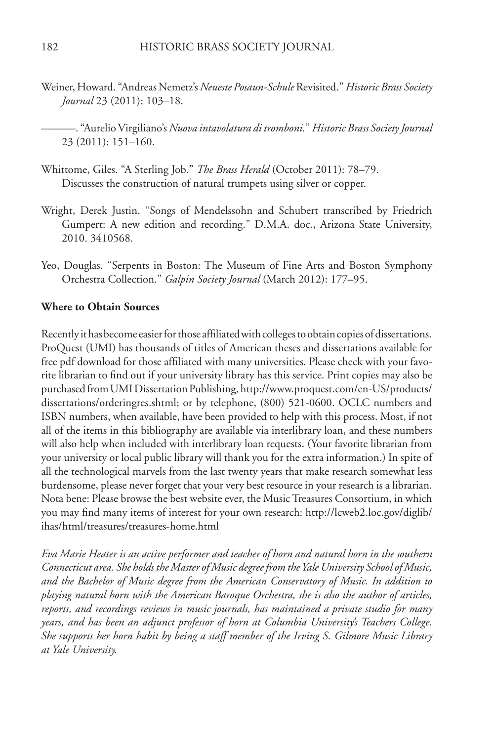Weiner, Howard. "Andreas Nemetz's *Neueste Posaun-Schule* Revisited." *Historic Brass Society Journal* 23 (2011): 103–18.

———. "Aurelio Virgiliano's *Nuova intavolatura di tromboni.*" *Historic Brass Society Journal* 23 (2011): 151–160.

Whittome, Giles. "A Sterling Job." *The Brass Herald* (October 2011): 78–79.
Discusses the construction of natural trumpets using silver or copper.

Wright, Derek Justin. "Songs of Mendelssohn and Schubert transcribed by Friedrich Gumpert: A new edition and recording." D.M.A. doc., Arizona State University, 2010. 3410568.

Yeo, Douglas. "Serpents in Boston: The Museum of Fine Arts and Boston Symphony Orchestra Collection." *Galpin Society Journal* (March 2012): 177–95.

**Where to Obtain Sources**

Recently it has become easier for those affiliated with colleges to obtain copies of dissertations. ProQuest (UMI) has thousands of titles of American theses and dissertations available for free pdf download for those affiliated with many universities. Please check with your favorite librarian to find out if your university library has this service. Print copies may also be purchased from UMI Dissertation Publishing, http://www.proquest.com/en-US/products/dissertations/orderingres.shtml; or by telephone, (800) 521-0600. OCLC numbers and ISBN numbers, when available, have been provided to help with this process. Most, if not all of the items in this bibliography are available via interlibrary loan, and these numbers will also help when included with interlibrary loan requests. (Your favorite librarian from your university or local public library will thank you for the extra information.) In spite of all the technological marvels from the last twenty years that make research somewhat less burdensome, please never forget that your very best resource in your research is a librarian. Nota bene: Please browse the best website ever, the Music Treasures Consortium, in which you may find many items of interest for your own research: http://lcweb2.loc.gov/diglib/ihas/html/treasures/treasures-home.html

*Eva Marie Heater is an active performer and teacher of horn and natural horn in the southern Connecticut area. She holds the Master of Music degree from the Yale University School of Music, and the Bachelor of Music degree from the American Conservatory of Music. In addition to playing natural horn with the American Baroque Orchestra, she is also the author of articles, reports, and recordings reviews in music journals, has maintained a private studio for many years, and has been an adjunct professor of horn at Columbia University's Teachers College. She supports her horn habit by being a staff member of the Irving S. Gilmore Music Library at Yale University.*